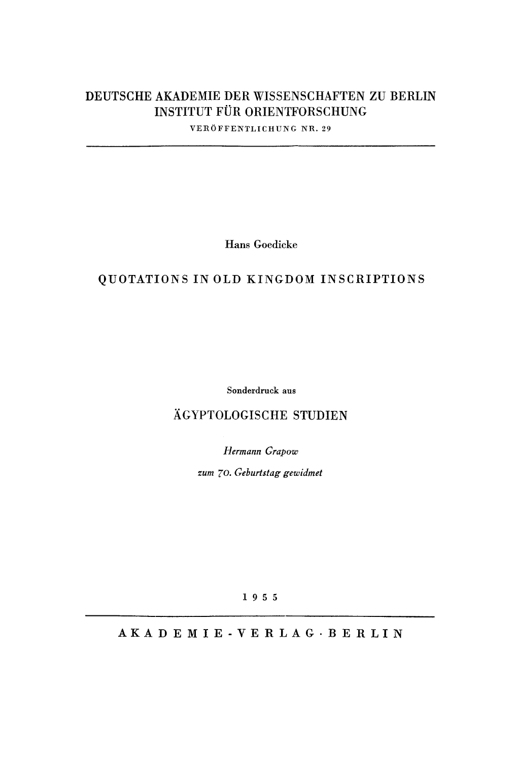# DEUTSCHE AKADEMIE DER WISSENSCHAFTEN ZU BERLIN
## INSTITUT FÜR ORIENTFORSCHUNG

VERÖFFENTLICHUNG NR. 29

---

Hans Goedicke

# QUOTATIONS IN OLD KINGDOM INSCRIPTIONS

Sonderdruck aus

## ÄGYPTOLOGISCHE STUDIEN

*Hermann Grapow*

*zum 70. Geburtstag gewidmet*

1955

---

AKADEMIE-VERLAG · BERLIN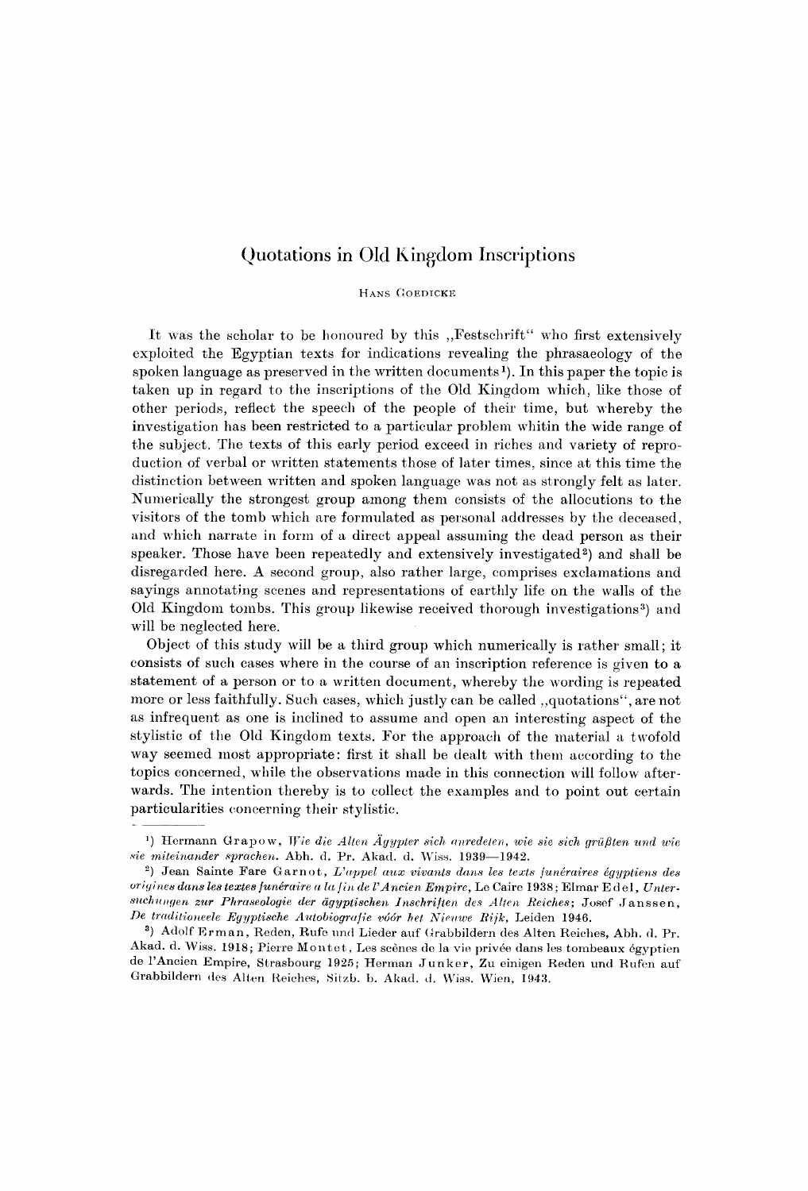# Quotations in Old Kingdom Inscriptions

HANS GOEDICKE

It was the scholar to be honoured by this „Festschrift" who first extensively exploited the Egyptian texts for indications revealing the phrasaeology of the spoken language as preserved in the written documents[1]). In this paper the topic is taken up in regard to the inscriptions of the Old Kingdom which, like those of other periods, reflect the speech of the people of their time, but whereby the investigation has been restricted to a particular problem whitin the wide range of the subject. The texts of this early period exceed in riches and variety of reproduction of verbal or written statements those of later times, since at this time the distinction between written and spoken language was not as strongly felt as later. Numerically the strongest group among them consists of the allocutions to the visitors of the tomb which are formulated as personal addresses by the deceased, and which narrate in form of a direct appeal assuming the dead person as their speaker. Those have been repeatedly and extensively investigated[2]) and shall be disregarded here. A second group, also rather large, comprises exclamations and sayings annotating scenes and representations of earthly life on the walls of the Old Kingdom tombs. This group likewise received thorough investigations[3]) and will be neglected here.

Object of this study will be a third group which numerically is rather small; it consists of such cases where in the course of an inscription reference is given to a statement of a person or to a written document, whereby the wording is repeated more or less faithfully. Such cases, which justly can be called „quotations", are not as infrequent as one is inclined to assume and open an interesting aspect of the stylistic of the Old Kingdom texts. For the approach of the material a twofold way seemed most appropriate: first it shall be dealt with them according to the topics concerned, while the observations made in this connection will follow afterwards. The intention thereby is to collect the examples and to point out certain particularities concerning their stylistic.

---

[1]) Hermann Grapow, *Wie die Alten Ägypter sich anredeten, wie sie sich grüßten und wie sie miteinander sprachen.* Abh. d. Pr. Akad. d. Wiss. 1939—1942.

[2]) Jean Sainte Fare Garnot, *L'appel aux vivants dans les texts funéraires égyptiens des origines dans les textes funéraire a la fin de l'Ancien Empire*, Le Caire 1938; Elmar Edel, *Untersuchungen zur Phraseologie der ägyptischen Inschriften des Alten Reiches*; Josef Janssen, *De traditioneele Egyptische Autobiografie vóór het Nieuwe Rijk*, Leiden 1946.

[3]) Adolf Erman, Reden, Rufe und Lieder auf Grabbildern des Alten Reiches, Abh. d. Pr. Akad. d. Wiss. 1918; Pierre Montet, Les scènes de la vie privée dans les tombeaux égyptien de l'Ancien Empire, Strasbourg 1925; Herman Junker, Zu einigen Reden und Rufen auf Grabbildern des Alten Reiches, Sitzb. b. Akad. d. Wiss. Wien, 1943.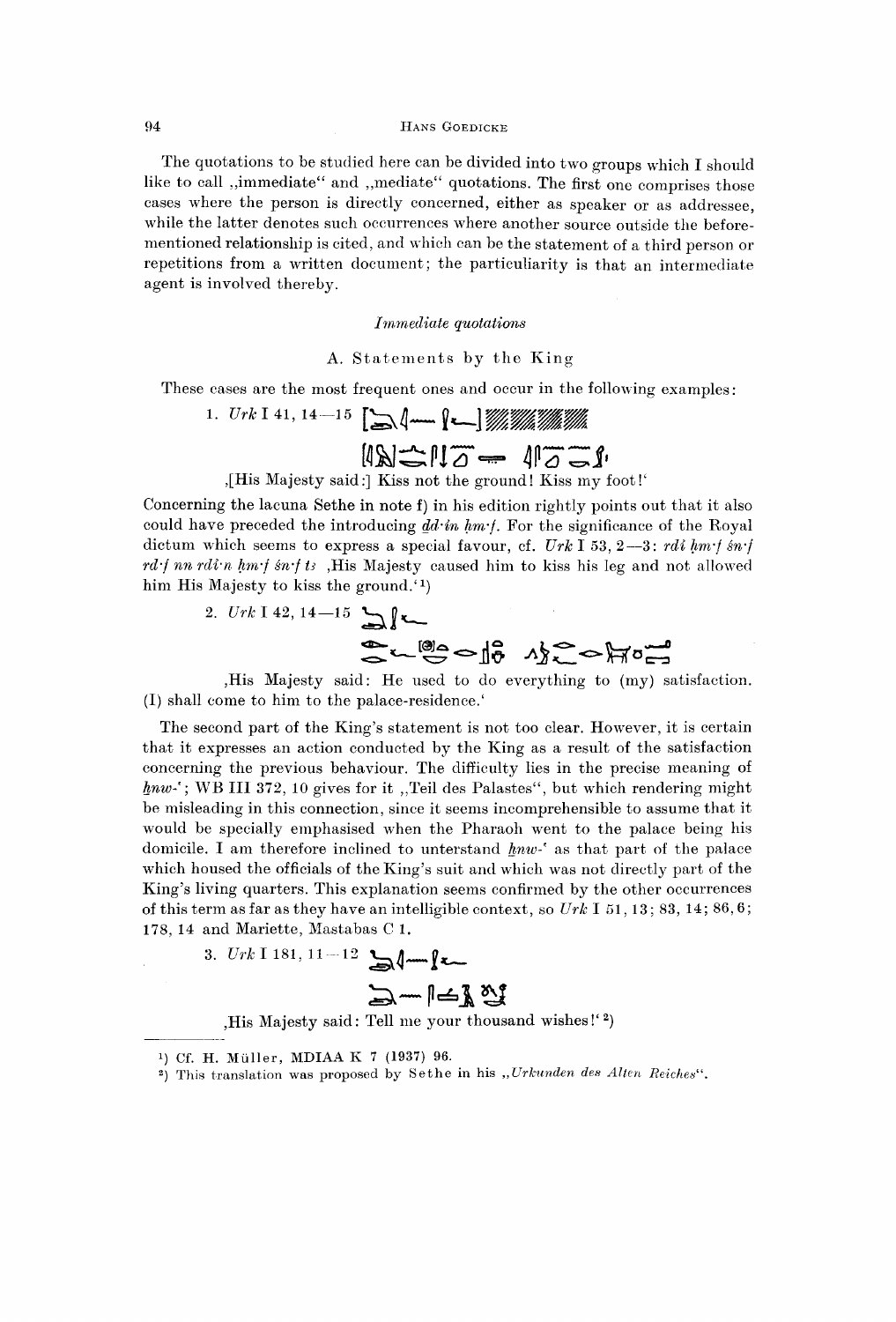The quotations to be studied here can be divided into two groups which I should like to call „immediate“ and „mediate“ quotations. The first one comprises those cases where the person is directly concerned, either as speaker or as addressee, while the latter denotes such occurrences where another source outside the before-mentioned relationship is cited, and which can be the statement of a third person or repetitions from a written document; the particuliarity is that an intermediate agent is involved thereby.

*Immediate quotations*

A. Statements by the King

These cases are the most frequent ones and occur in the following examples:

1. *Urk* I 41, 14—15

‚[His Majesty said:] Kiss not the ground! Kiss my foot!‘

Concerning the lacuna Sethe in note f) in his edition rightly points out that it also could have preceded the introducing *ḏd·in ḥm·f*. For the significance of the Royal dictum which seems to express a special favour, cf. *Urk* I 53, 2—3: *rdi ḥm·f śn·f rd·f nn rdi·n ḥm·f śn·f tꜣ* ‚His Majesty caused him to kiss his leg and not allowed him His Majesty to kiss the ground.‘[1])

2. *Urk* I 42, 14—15

‚His Majesty said: He used to do everything to (my) satisfaction. (I) shall come to him to the palace-residence.‘

The second part of the King's statement is not too clear. However, it is certain that it expresses an action conducted by the King as a result of the satisfaction concerning the previous behaviour. The difficulty lies in the precise meaning of *ẖnw-ʿ*; WB III 372, 10 gives for it „Teil des Palastes“, but which rendering might be misleading in this connection, since it seems incomprehensible to assume that it would be specially emphasised when the Pharaoh went to the palace being his domicile. I am therefore inclined to unterstand *ẖnw-ʿ* as that part of the palace which housed the officials of the King's suit and which was not directly part of the King's living quarters. This explanation seems confirmed by the other occurrences of this term as far as they have an intelligible context, so *Urk* I 51, 13; 83, 14; 86, 6; 178, 14 and Mariette, Mastabas C 1.

3. *Urk* I 181, 11—12

‚His Majesty said: Tell me your thousand wishes!‘[2])

---

[1]) Cf. H. Müller, MDIAA K 7 (1937) 96.

[2]) This translation was proposed by Sethe in his „*Urkunden des Alten Reiches*“.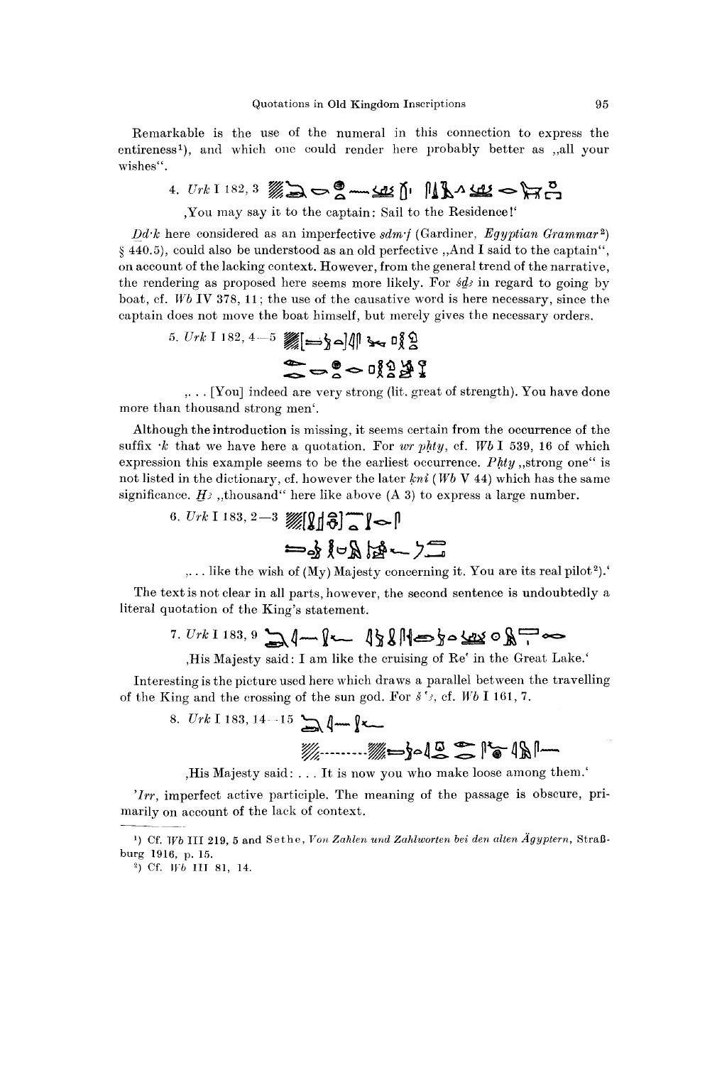Remarkable is the use of the numeral in this connection to express the entireness[1]), and which one could render here probably better as „all your wishes".

4. *Urk* I 182, 3

‚You may say it to the captain: Sail to the Residence!'

*Ḏd·k* here considered as an imperfective *sdm·f* (Gardiner, *Egyptian Grammar*[2]) § 440.5), could also be understood as an old perfective „And I said to the captain", on account of the lacking context. However, from the general trend of the narrative, the rendering as proposed here seems more likely. For *šḏꜣ* in regard to going by boat, cf. *Wb* IV 378, 11; the use of the causative word is here necessary, since the captain does not move the boat himself, but merely gives the necessary orders.

5. *Urk* I 182, 4—5

„. . . [You] indeed are very strong (lit. great of strength). You have done more than thousand strong men'.

Although the introduction is missing, it seems certain from the occurrence of the suffix ·*k* that we have here a quotation. For *wr pḥty*, cf. *Wb* I 539, 16 of which expression this example seems to be the earliest occurrence. *Pḥty* „strong one" is not listed in the dictionary, cf. however the later *ḳnì* (*Wb* V 44) which has the same significance. *Ḫꜣ* „thousand" here like above (A 3) to express a large number.

6. *Urk* I 183, 2—3

„. . . like the wish of (My) Majesty concerning it. You are its real pilot[2]).'

The text is not clear in all parts, however, the second sentence is undoubtedly a literal quotation of the King's statement.

7. *Urk* I 183, 9

‚His Majesty said: I am like the cruising of Reʿ in the Great Lake.'

Interesting is the picture used here which draws a parallel between the travelling of the King and the crossing of the sun god. For *šʿꜣ*, cf. *Wb* I 161, 7.

8. *Urk* I 183, 14—15

‚His Majesty said: . . . It is now you who make loose among them.'

*'Irr*, imperfect active participle. The meaning of the passage is obscure, primarily on account of the lack of context.

---

[1]) Cf. *Wb* III 219, 5 and Sethe, *Von Zahlen und Zahlworten bei den alten Ägyptern*, Straßburg 1916, p. 15.

[2]) Cf. *Wb* III 81, 14.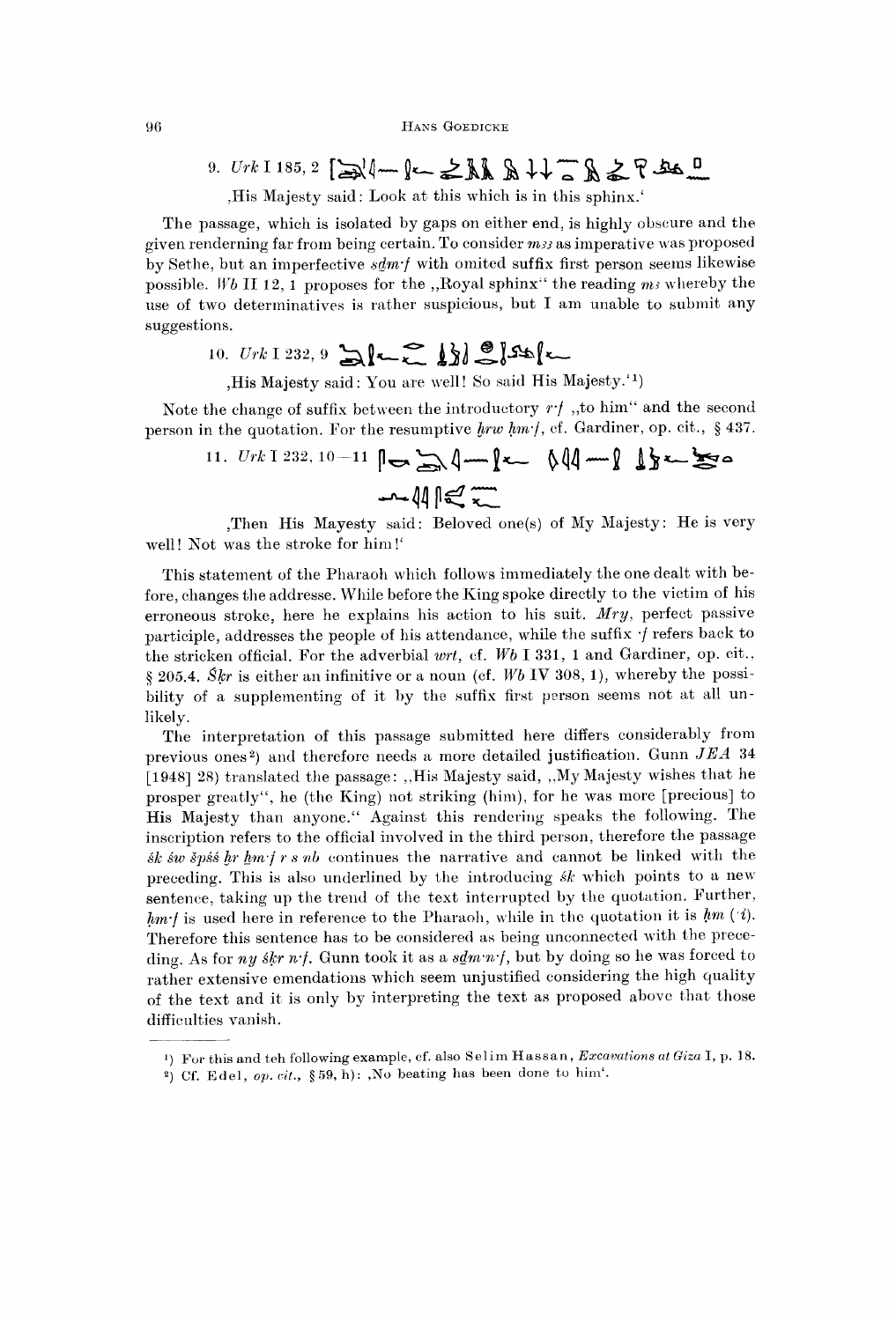9. *Urk* I 185, 2 [hieroglyphs]

'His Majesty said: Look at this which is in this sphinx.'

The passage, which is isolated by gaps on either end, is highly obscure and the given rendering far from being certain. To consider *mꜣꜣ* as imperative was proposed by Sethe, but an imperfective *sḏm·f* with omited suffix first person seems likewise possible. *Wb* II 12, 1 proposes for the „Royal sphinx" the reading *mꜣ* whereby the use of two determinatives is rather suspicious, but I am unable to submit any suggestions.

10. *Urk* I 232, 9 [hieroglyphs]

'His Majesty said: You are well! So said His Majesty.'[1]

Note the change of suffix between the introductory *r·f* „to him" and the second person in the quotation. For the resumptive *ḫrw ḥm·f*, cf. Gardiner, op. cit., § 437.

11. *Urk* I 232, 10—11 [hieroglyphs]

'Then His Mayesty said: Beloved one(s) of My Majesty: He is very well! Not was the stroke for him!'

This statement of the Pharaoh which follows immediately the one dealt with before, changes the addresse. While before the King spoke directly to the victim of his erroneous stroke, here he explains his action to his suit. *Mry*, perfect passive participle, addresses the people of his attendance, while the suffix *·f* refers back to the stricken official. For the adverbial *wrt*, cf. *Wb* I 331, 1 and Gardiner, op. cit., § 205.4. *Šḳr* is either an infinitive or a noun (cf. *Wb* IV 308, 1), whereby the possibility of a supplementing of it by the suffix first person seems not at all unlikely.

The interpretation of this passage submitted here differs considerably from previous ones[2] and therefore needs a more detailed justification. Gunn *JEA* 34 [1948] 28) translated the passage: „His Majesty said, „My Majesty wishes that he prosper greatly", he (the King) not striking (him), for he was more [precious] to His Majesty than anyone." Against this rendering speaks the following. The inscription refers to the official involved in the third person, therefore the passage *šk św špśś ḫr ḥm·f r s nb* continues the narrative and cannot be linked with the preceding. This is also underlined by the introducing *šk* which points to a new sentence, taking up the trend of the text interrupted by the quotation. Further, *ḥm·f* is used here in reference to the Pharaoh, while in the quotation it is *ḥm* (*·i*). Therefore this sentence has to be considered as being unconnected with the preceding. As for *ny šḳr n·f*. Gunn took it as a *sḏm·n·f*, but by doing so he was forced to rather extensive emendations which seem unjustified considering the high quality of the text and it is only by interpreting the text as proposed above that those difficulties vanish.

---

[1] For this and teh following example, cf. also Selim Hassan, *Excavations at Giza* I, p. 18.

[2] Cf. Edel, *op. cit.*, § 59, h): 'No beating has been done to him'.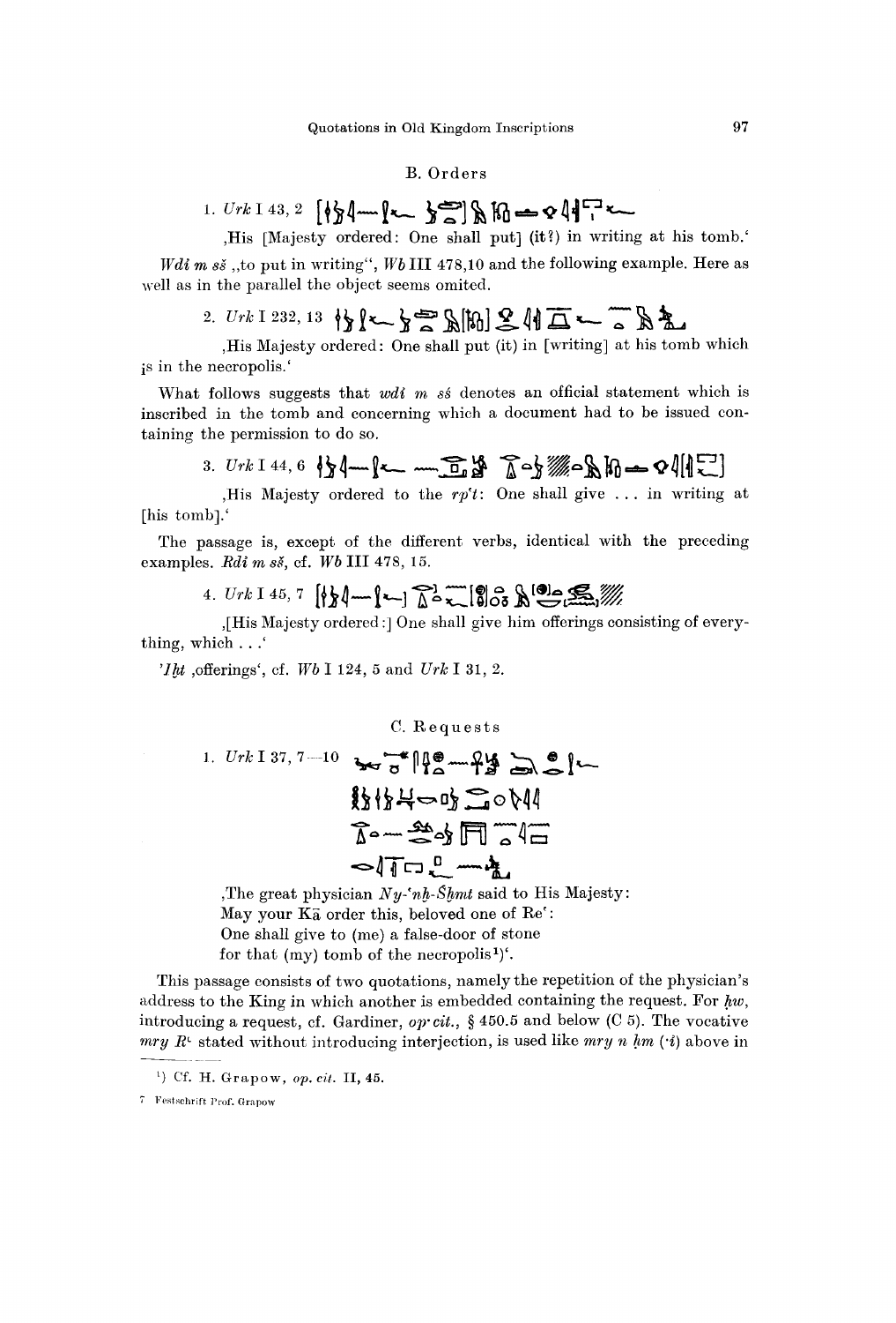### B. Orders

1. *Urk* I 43, 2 [hieroglyphs]

,His [Majesty ordered: One shall put] (it?) in writing at his tomb.'

*Wdi m sš* ,,to put in writing", *Wb* III 478,10 and the following example. Here as well as in the parallel the object seems omited.

2. *Urk* I 232, 13 [hieroglyphs]

,His Majesty ordered: One shall put (it) in [writing] at his tomb which is in the necropolis.'

What follows suggests that *wdi m sš* denotes an official statement which is inscribed in the tomb and concerning which a document had to be issued containing the permission to do so.

3. *Urk* I 44, 6 [hieroglyphs]

,His Majesty ordered to the *rp't*: One shall give ... in writing at [his tomb].'

The passage is, except of the different verbs, identical with the preceding examples. *Rdi m sš*, cf. *Wb* III 478, 15.

4. *Urk* I 45, 7 [hieroglyphs]

,[His Majesty ordered:] One shall give him offerings consisting of everything, which ...'

*'Iḫt* ,offerings', cf. *Wb* I 124, 5 and *Urk* I 31, 2.

### C. Requests

1. *Urk* I 37, 7—10 [hieroglyphs]

,The great physician *Ny-'nḫ-Sḫmt* said to His Majesty:
May your Kā order this, beloved one of Re':
One shall give to (me) a false-door of stone
for that (my) tomb of the necropolis[1])'.

This passage consists of two quotations, namely the repetition of the physician's address to the King in which another is embedded containing the request. For *ḥw*, introducing a request, cf. Gardiner, *op. cit.*, § 450.5 and below (C 5). The vocative *mry R'* stated without introducing interjection, is used like *mry n ḥm* (*'i*) above in

[1]) Cf. H. Grapow, *op. cit.* II, 45.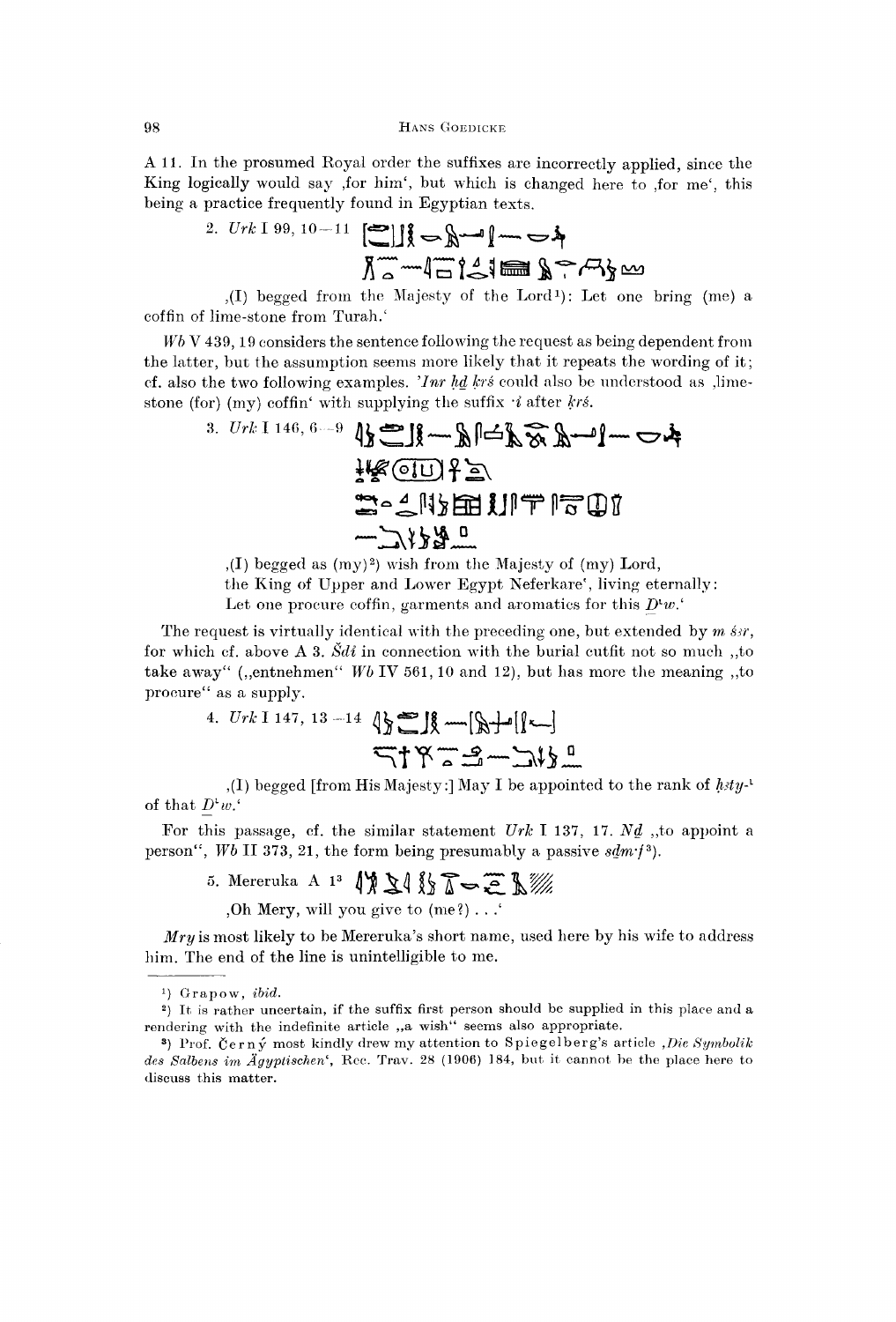A 11. In the presumed Royal order the suffixes are incorrectly applied, since the King logically would say ,for him', but which is changed here to ,for me', this being a practice frequently found in Egyptian texts.

2. *Urk* I 99, 10–11 [hieroglyphs]

,(I) begged from the Majesty of the Lord[1]): Let one bring (me) a coffin of lime-stone from Turah.'

*Wb* V 439, 19 considers the sentence following the request as being dependent from the latter, but the assumption seems more likely that it repeats the wording of it; cf. also the two following examples. *'Inr ḥḏ krś* could also be understood as ,lime-stone (for) (my) coffin' with supplying the suffix *·i* after *krś*.

3. *Urk* I 146, 6–9 [hieroglyphs]

,(I) begged as (my)[2]) wish from the Majesty of (my) Lord,
the King of Upper and Lower Egypt Neferkare', living eternally:
Let one procure coffin, garments and aromatics for this *Ḏ'w*.'

The request is virtually identical with the preceding one, but extended by *m šꜣr*, for which cf. above A 3. *Šdi* in connection with the burial outfit not so much „to take away" („entnehmen" *Wb* IV 561, 10 and 12), but has more the meaning „to procure" as a supply.

4. *Urk* I 147, 13–14 [hieroglyphs]

,(I) begged [from His Majesty:] May I be appointed to the rank of *ḥꜣty-'* of that *Ḏ'w*.'

For this passage, cf. the similar statement *Urk* I 137, 17. *Nḏ* „to appoint a person", *Wb* II 373, 21, the form being presumably a passive *sḏm·f*[3]).

5. Mereruka A 1[3] [hieroglyphs]

,Oh Mery, will you give to (me?) . . .'

*Mry* is most likely to be Mereruka's short name, used here by his wife to address him. The end of the line is unintelligible to me.

---

[1]) Grapow, *ibid.*

[2]) It is rather uncertain, if the suffix first person should be supplied in this place and a rendering with the indefinite article „a wish" seems also appropriate.

[3]) Prof. Černý most kindly drew my attention to Spiegelberg's article ,*Die Symbolik des Salbens im Ägyptischen*', Rec. Trav. 28 (1906) 184, but it cannot be the place here to discuss this matter.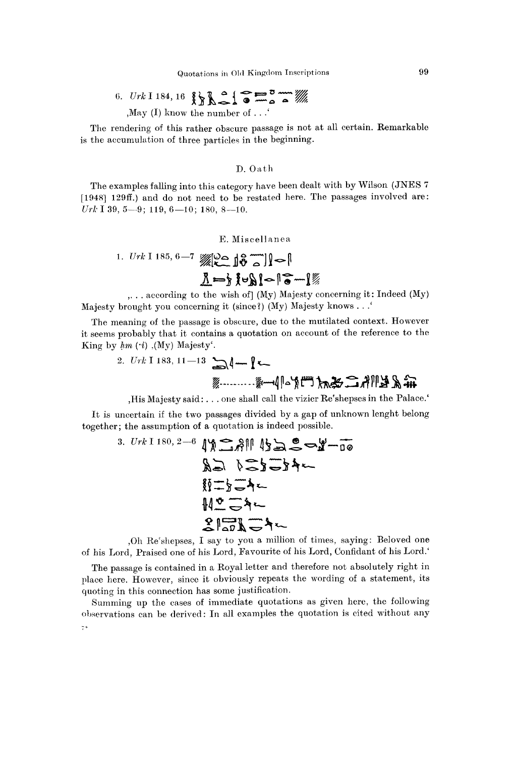6. *Urk* I 184, 16

,May (I) know the number of . . .'

The rendering of this rather obscure passage is not at all certain. Remarkable is the accumulation of three particles in the beginning.

### D. Oath

The examples falling into this category have been dealt with by Wilson (JNES 7 [1948] 129ff.) and do not need to be restated here. The passages involved are: *Urk* I 39, 5—9; 119, 6—10; 180, 8—10.

### E. Miscellanea

1. *Urk* I 185, 6—7

,. . . according to the wish of] (My) Majesty concerning it: Indeed (My) Majesty brought you concerning it (since?) (My) Majesty knows . . .'

The meaning of the passage is obscure, due to the mutilated context. However it seems probably that it contains a quotation on account of the reference to the King by *ḥm* (*·i*) ,(My) Majesty'.

2. *Urk* I 183, 11—13

,His Majesty said: . . . one shall call the vizier Reʿshepses in the Palace.'

It is uncertain if the two passages divided by a gap of unknown lenght belong together; the assumption of a quotation is indeed possible.

3. *Urk* I 180, 2—6

,Oh Reʿshepses, I say to you a million of times, saying: Beloved one of his Lord, Praised one of his Lord, Favourite of his Lord, Confidant of his Lord.'

The passage is contained in a Royal letter and therefore not absolutely right in place here. However, since it obviously repeats the wording of a statement, its quoting in this connection has some justification.

Summing up the cases of immediate quotations as given here, the following observations can be derived: In all examples the quotation is cited without any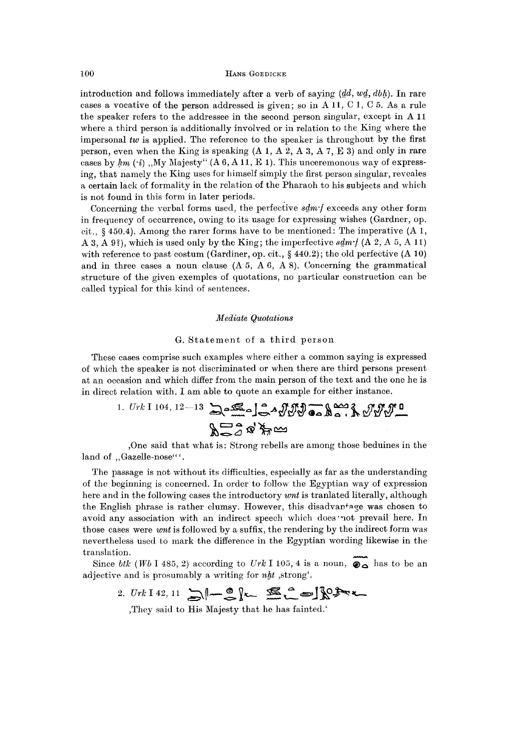introduction and follows immediately after a verb of saying (*ḏd*, *wḏ*, *dbḥ*). In rare cases a vocative of the person addressed is given; so in A 11, C 1, C 5. As a rule the speaker refers to the addressee in the second person singular, except in A 11 where a third person is additionally involved or in relation to the King where the impersonal *tw* is applied. The reference to the speaker is throughout by the first person, even when the King is speaking (A 1, A 2, A 3, A 7, E 3) and only in rare cases by *ḥm* (*·i*) „My Majesty" (A 6, A 11, E 1). This unceremonous way of expressing, that namely the King uses for himself simply the first person singular, reveales a certain lack of formality in the relation of the Pharaoh to his subjects and which is not found in this form in later periods.

Concerning the verbal forms used, the perfective *sḏm·f* exceeds any other form in frequency of occurrence, owing to its usage for expressing wishes (Gardner, op. cit., § 450.4). Among the rarer forms have to be mentioned: The imperative (A 1, A 3, A 9?), which is used only by the King; the imperfective *sḏm·f* (A 2, A 5, A 11) with reference to past costum (Gardiner, op. cit., § 440.2); the old perfective (A 10) and in three cases a noun clause (A 5, A 6, A 8). Concerning the grammatical structure of the given exemples of quotations, no particular construction can be called typical for this kind of sentences.

### *Mediate Quotations*

#### G. Statement of a third person

These cases comprise such examples where either a common saying is expressed of which the speaker is not discriminated or when there are third persons present at an occasion and which differ from the main person of the text and the one he is in direct relation with. I am able to quote an example for either instance.

1. *Urk* I 104, 12—13 [hieroglyphs]

‚One said that what is: Strong rebells are among those beduines in the land of „Gazelle-nose"'.

The passage is not without its difficulties, especially as far as the understanding of the beginning is concerned. In order to follow the Egyptian way of expression here and in the following cases the introductory *wnt* is tranlated literally, although the English phrase is rather clumsy. However, this disadvantage was chosen to avoid any association with an indirect speech which does not prevail here. In those cases were *wnt* is followed by a suffix, the rendering by the indirect form was nevertheless used to mark the difference in the Egyptian wording likewise in the translation.

Since *btk* (*Wb* I 485, 2) according to *Urk* I 105, 4 is a noun, [hieroglyphs] has to be an adjective and is prosumably a writing for *nḫt* ‚strong'.

2. *Urk* I 42, 11 [hieroglyphs]

‚They said to His Majesty that he has fainted.'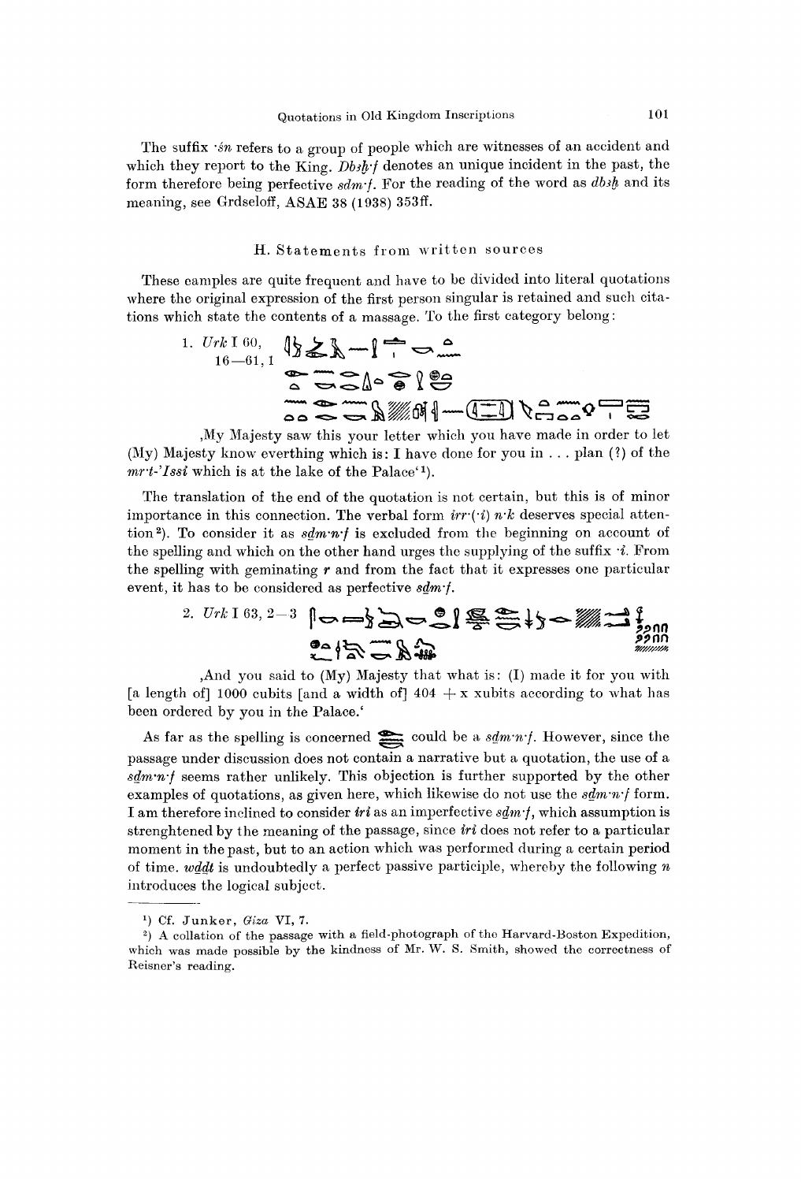The suffix *·śn* refers to a group of people which are witnesses of an accident and which they report to the King. *Dbꜣḥ·f* denotes an unique incident in the past, the form therefore being perfective *sdm·f*. For the reading of the word as *dbꜣḥ* and its meaning, see Grdseloff, ASAE 38 (1938) 353ff.

### H. Statements from written sources

These eamples are quite frequent and have to be divided into literal quotations where the original expression of the first person singular is retained and such citations which state the contents of a massage. To the first category belong:

1. *Urk* I 60, 16—61, 1

,My Majesty saw this your letter which you have made in order to let (My) Majesty know everthing which is: I have done for you in . . . plan (?) of the *mr·t-'Issi* which is at the lake of the Palace'[1]).

The translation of the end of the quotation is not certain, but this is of minor importance in this connection. The verbal form *irr·(·i) n·k* deserves special attention[2]). To consider it as *sḏm·n·f* is excluded from the beginning on account of the spelling and which on the other hand urges the supplying of the suffix *·i*. From the spelling with geminating *r* and from the fact that it expresses one particular event, it has to be considered as perfective *sḏm·f*.

2. *Urk* I 63, 2—3

,And you said to (My) Majesty that what is: (I) made it for you with [a length of] 1000 cubits [and a width of] 404 + x xubits according to what has been ordered by you in the Palace.'

As far as the spelling is concerned could be a *sḏm·n·f*. However, since the passage under discussion does not contain a narrative but a quotation, the use of a *sḏm·n·f* seems rather unlikely. This objection is further supported by the other examples of quotations, as given here, which likewise do not use the *sḏm·n·f* form. I am therefore inclined to consider *iri* as an imperfective *sḏm·f*, which assumption is strenghtened by the meaning of the passage, since *iri* does not refer to a particular moment in the past, but to an action which was performed during a certain period of time. *wḏḏt* is undoubtedly a perfect passive participle, whereby the following *n* introduces the logical subject.

---

[1]) Cf. Junker, *Giza* VI, 7.

[2]) A collation of the passage with a field-photograph of the Harvard-Boston Expedition, which was made possible by the kindness of Mr. W. S. Smith, showed the correctness of Reisner's reading.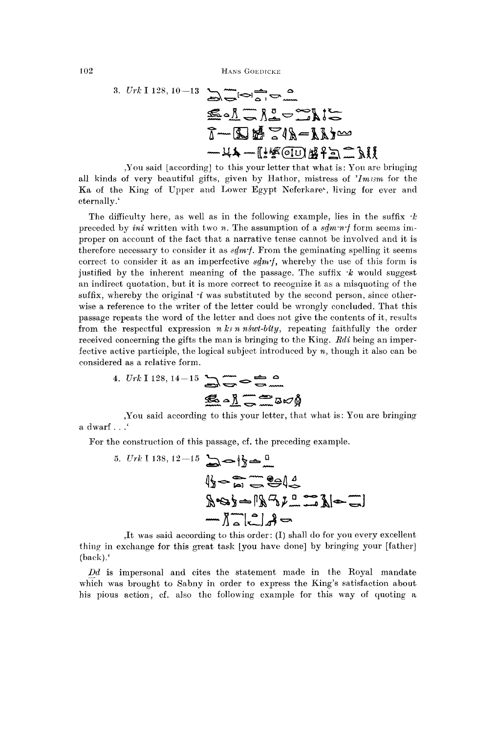3. *Urk* I 128, 10—13

,You said [according] to this your letter that what is: You are bringing all kinds of very beautiful gifts, given by Hathor, mistress of *'Imꜣꜣm* for the Ka of the King of Upper and Lower Egypt Neferkareʿ, living for ever and eternally.'

The difficulty here, as well as in the following example, lies in the suffix *·k* preceded by *ini* written with two *n*. The assumption of a *sḏm·n·f* form seems improper on account of the fact that a narrative tense cannot be involved and it is therefore necessary to consider it as *sḏm·f*. From the geminating spelling it seems correct to consider it as an imperfective *sḏm·f*, whereby the use of this form is justified by the inherent meaning of the passage. The suffix *·k* would suggest an indirect quotation, but it is more correct to recognize it as a misquoting of the suffix, whereby the original *·i* was substituted by the second person, since otherwise a reference to the writer of the letter could be wrongly concluded. That this passage repeats the word of the letter and does not give the contents of it, results from the respectful expression *n kꜣ n nśwt-bity*, repeating faithfully the order received concerning the gifts the man is bringing to the King. *Rdi* being an imperfective active participle, the logical subject introduced by *n*, though it also can be considered as a relative form.

4. *Urk* I 128, 14—15

,You said according to this your letter, that what is: You are bringing a dwarf . . .'

For the construction of this passage, cf. the preceding example.

5. *Urk* I 138, 12—15

,It was said according to this order: (I) shall do for you every excellent thing in exchange for this great task [you have done] by bringing your [father] (back).'

*Ḏd* is impersonal and cites the statement made in the Royal mandate which was brought to Sabny in order to express the King's satisfaction about his pious action, cf. also the following example for this way of quoting a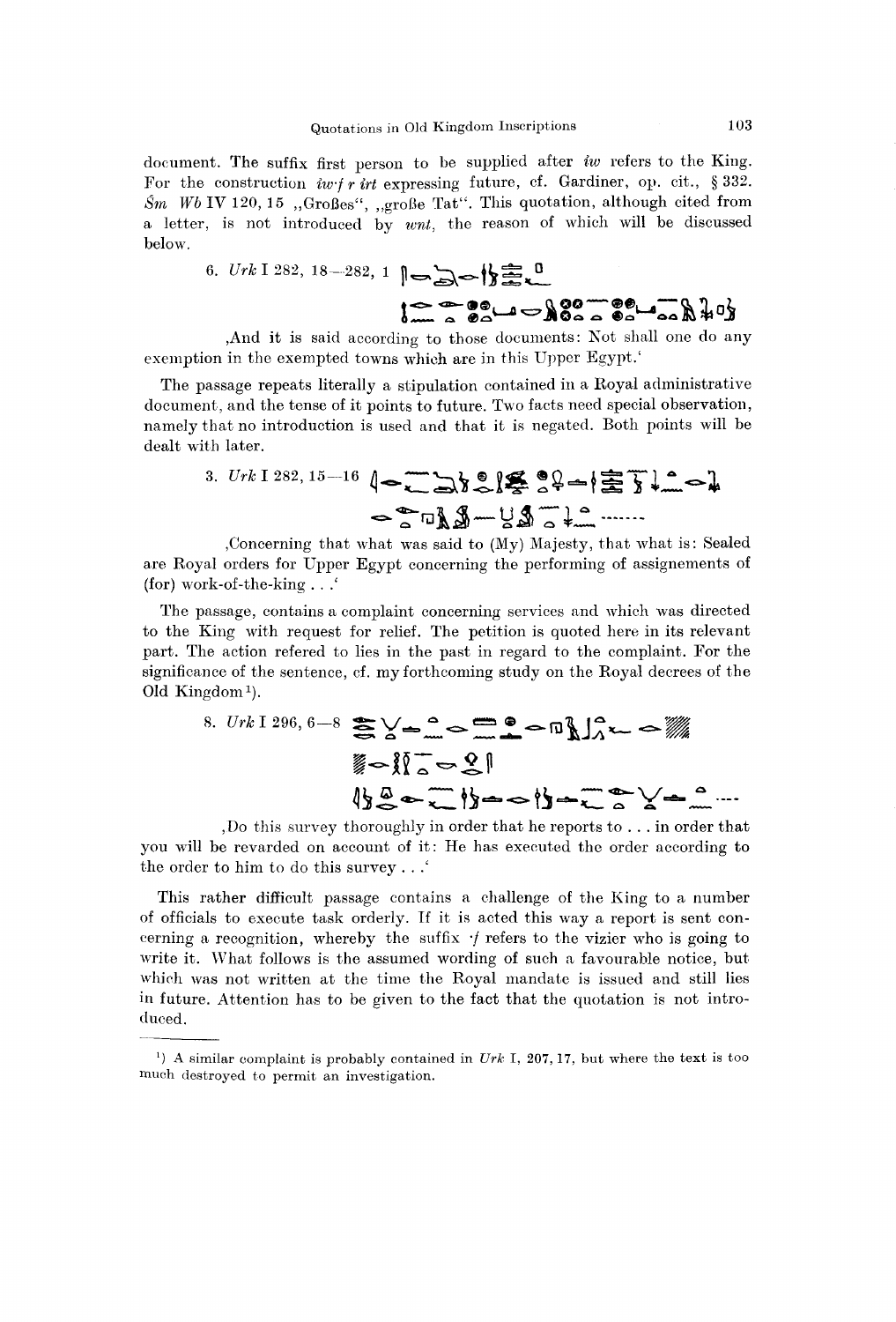document. The suffix first person to be supplied after *iw* refers to the King. For the construction *iw·f r irt* expressing future, cf. Gardiner, op. cit., § 332. *Šm Wb* IV 120, 15 „Großes", „große Tat". This quotation, although cited from a letter, is not introduced by *wnt*, the reason of which will be discussed below.

6. *Urk* I 282, 18—282, 1

‚And it is said according to those documents: Not shall one do any exemption in the exempted towns which are in this Upper Egypt.'

The passage repeats literally a stipulation contained in a Royal administrative document, and the tense of it points to future. Two facts need special observation, namely that no introduction is used and that it is negated. Both points will be dealt with later.

3. *Urk* I 282, 15—16 .......

‚Concerning that what was said to (My) Majesty, that what is: Sealed are Royal orders for Upper Egypt concerning the performing of assignements of (for) work-of-the-king . . .'

The passage, contains a complaint concerning services and which was directed to the King with request for relief. The petition is quoted here in its relevant part. The action refered to lies in the past in regard to the complaint. For the significance of the sentence, cf. my forthcoming study on the Royal decrees of the Old Kingdom[1]).

8. *Urk* I 296, 6—8 ...

‚Do this survey thoroughly in order that he reports to . . . in order that you will be revarded on account of it: He has executed the order according to the order to him to do this survey . . .'

This rather difficult passage contains a challenge of the King to a number of officials to execute task orderly. If it is acted this way a report is sent concerning a recognition, whereby the suffix *·f* refers to the vizier who is going to write it. What follows is the assumed wording of such a favourable notice, but which was not written at the time the Royal mandate is issued and still lies in future. Attention has to be given to the fact that the quotation is not introduced.

---

[1]) A similar complaint is probably contained in *Urk* I, 207, 17, but where the text is too much destroyed to permit an investigation.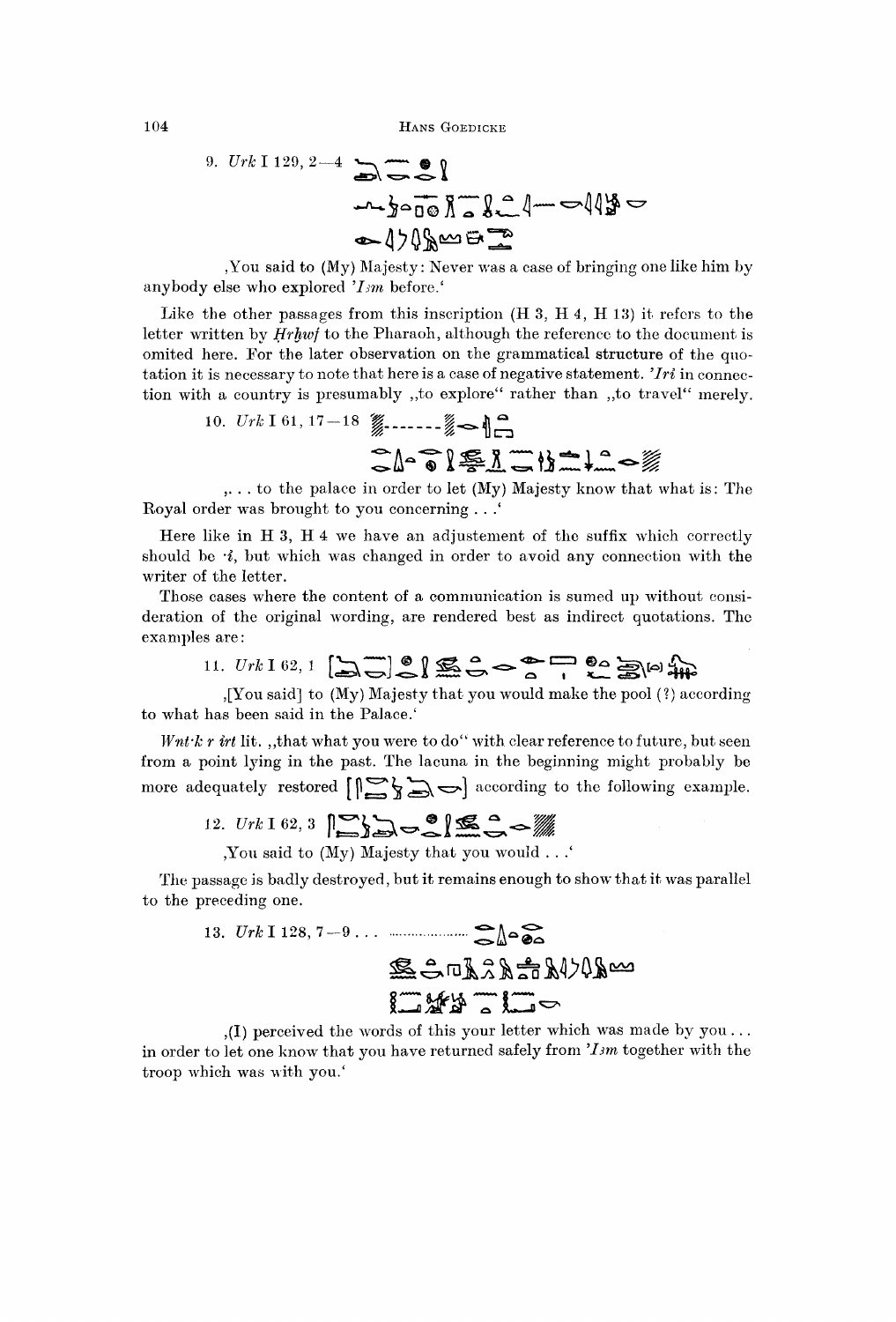9. *Urk* I 129, 2—4

,You said to (My) Majesty: Never was a case of bringing one like him by anybody else who explored *'Ỉ3m* before.'

Like the other passages from this inscription (H 3, H 4, H 13) it refers to the letter written by *Ḥrḫwf* to the Pharaoh, although the reference to the document is omited here. For the later observation on the grammatical structure of the quotation it is necessary to note that here is a case of negative statement. *'Iri* in connection with a country is presumably ,,to explore" rather than ,,to travel" merely.

10. *Urk* I 61, 17—18

,. . . to the palace in order to let (My) Majesty know that what is: The Royal order was brought to you concerning . . .'

Here like in H 3, H 4 we have an adjustement of the suffix which correctly should be *·i*, but which was changed in order to avoid any connection with the writer of the letter.

Those cases where the content of a communication is sumed up without consideration of the original wording, are rendered best as indirect quotations. The examples are:

11. *Urk* I 62, 1

,[You said] to (My) Majesty that you would make the pool (?) according to what has been said in the Palace.'

*Wnt·k r irt* lit. ,,that what you were to do" with clear reference to future, but seen from a point lying in the past. The lacuna in the beginning might probably be more adequately restored [ ] according to the following example.

12. *Urk* I 62, 3

,You said to (My) Majesty that you would . . .'

The passage is badly destroyed, but it remains enough to show that it was parallel to the preceding one.

13. *Urk* I 128, 7—9 . . .

,(I) perceived the words of this your letter which was made by you . . . in order to let one know that you have returned safely from *'Ỉ3m* together with the troop which was with you.'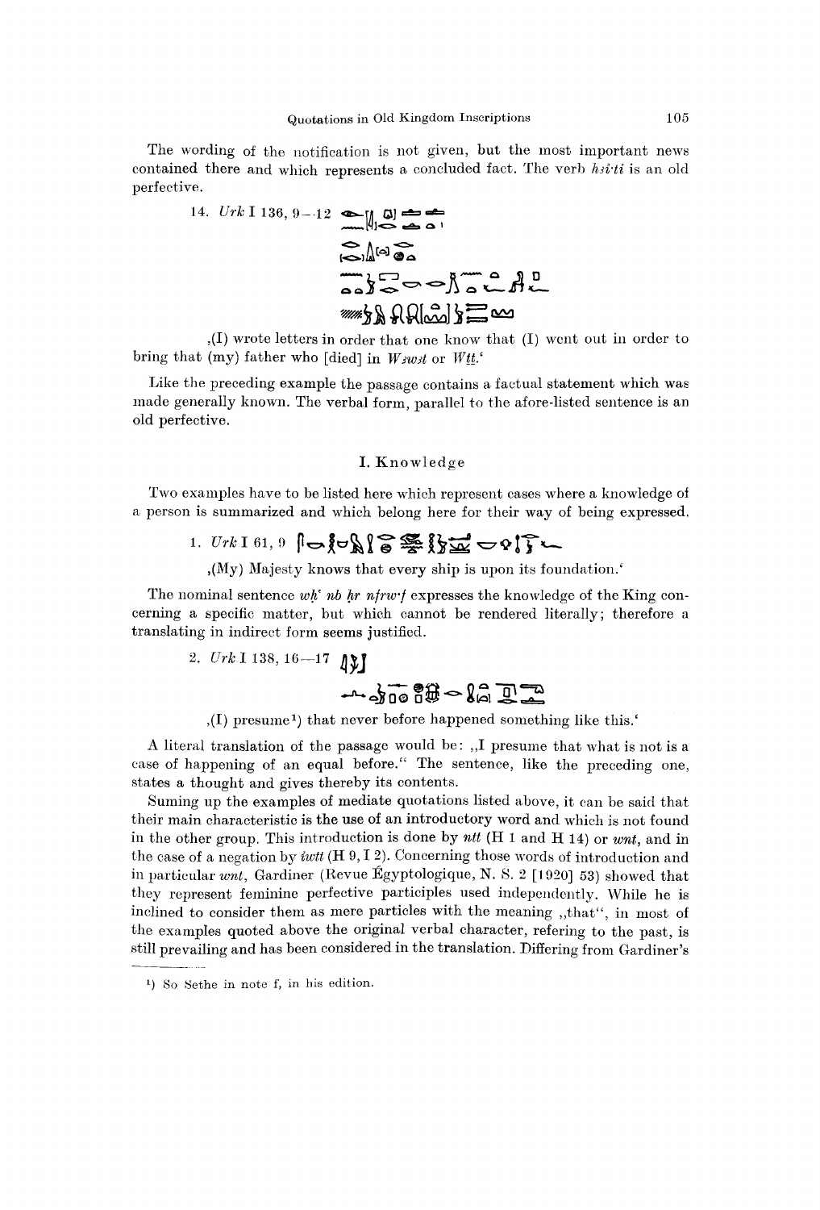The wording of the notification is not given, but the most important news contained there and which represents a concluded fact. The verb *ḥ3i·ti* is an old perfective.

14. *Urk* I 136, 9–12

,(I) wrote letters in order that one know that (I) went out in order to bring that (my) father who [died] in *W3w3t* or *Wtt*.'

Like the preceding example the passage contains a factual statement which was made generally known. The verbal form, parallel to the afore-listed sentence is an old perfective.

## I. Knowledge

Two examples have to be listed here which represent cases where a knowledge of a person is summarized and which belong here for their way of being expressed.

1. *Urk* I 61, 9

,(My) Majesty knows that every ship is upon its foundation.'

The nominal sentence *wḥʿ nb ḥr nfrw·f* expresses the knowledge of the King concerning a specific matter, but which cannot be rendered literally; therefore a translating in indirect form seems justified.

2. *Urk* I 138, 16–17

,(I) presume[1]) that never before happened something like this.'

A literal translation of the passage would be: ,,I presume that what is not is a case of happening of an equal before." The sentence, like the preceding one, states a thought and gives thereby its contents.

Suming up the examples of mediate quotations listed above, it can be said that their main characteristic is the use of an introductory word and which is not found in the other group. This introduction is done by *ntt* (H 1 and H 14) or *wnt*, and in the case of a negation by *iwtt* (H 9, I 2). Concerning those words of introduction and in particular *wnt*, Gardiner (Revue Égyptologique, N. S. 2 [1920] 53) showed that they represent feminine perfective participles used independently. While he is inclined to consider them as mere particles with the meaning ,,that", in most of the examples quoted above the original verbal character, refering to the past, is still prevailing and has been considered in the translation. Differing from Gardiner's

[1]) So Sethe in note f, in his edition.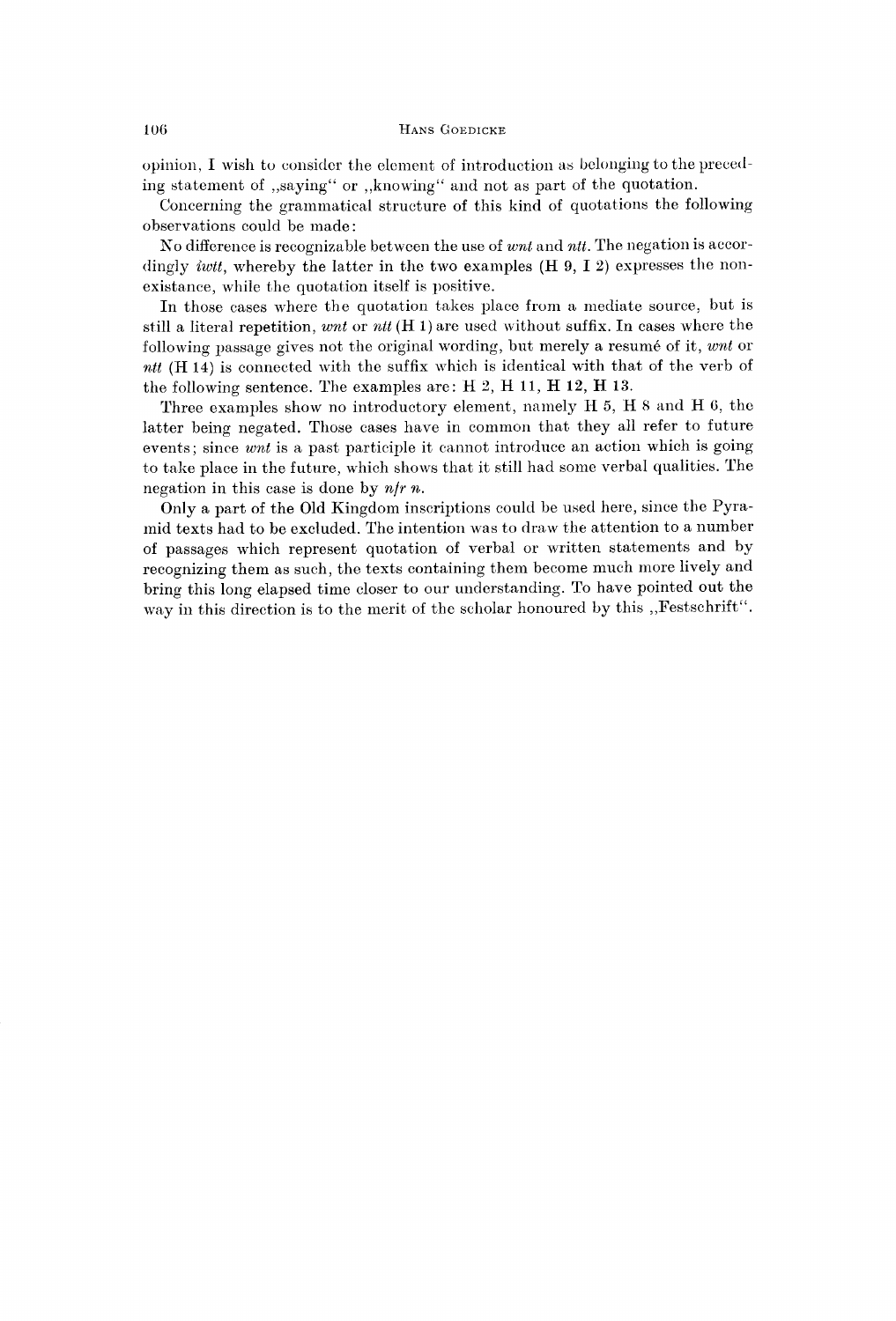opinion, I wish to consider the element of introduction as belonging to the preceding statement of ,,saying" or ,,knowing" and not as part of the quotation.

Concerning the grammatical structure of this kind of quotations the following observations could be made:

No difference is recognizable between the use of *wnt* and *ntt*. The negation is accordingly *iwtt*, whereby the latter in the two examples (H 9, I 2) expresses the non-existance, while the quotation itself is positive.

In those cases where the quotation takes place from a mediate source, but is still a literal repetition, *wnt* or *ntt* (H 1) are used without suffix. In cases where the following passage gives not the original wording, but merely a resumé of it, *wnt* or *ntt* (H 14) is connected with the suffix which is identical with that of the verb of the following sentence. The examples are: H 2, H 11, H 12, H 13.

Three examples show no introductory element, namely H 5, H 8 and H 6, the latter being negated. Those cases have in common that they all refer to future events; since *wnt* is a past participle it cannot introduce an action which is going to take place in the future, which shows that it still had some verbal qualities. The negation in this case is done by *nfr n*.

Only a part of the Old Kingdom inscriptions could be used here, since the Pyramid texts had to be excluded. The intention was to draw the attention to a number of passages which represent quotation of verbal or written statements and by recognizing them as such, the texts containing them become much more lively and bring this long elapsed time closer to our understanding. To have pointed out the way in this direction is to the merit of the scholar honoured by this ,,Festschrift".